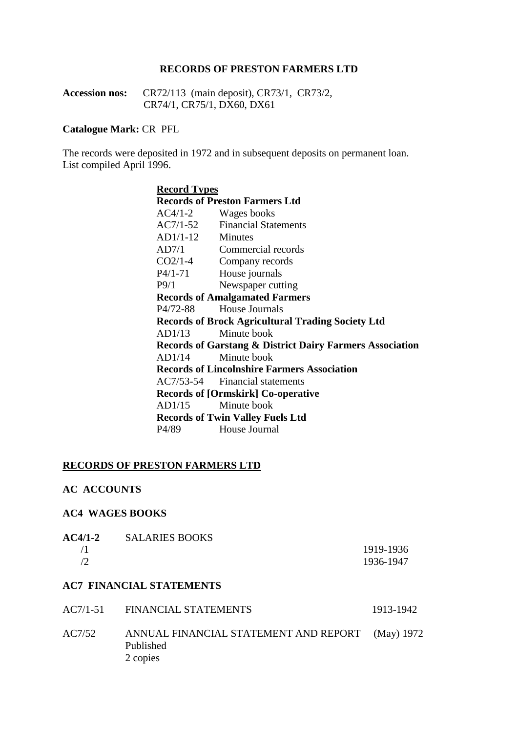# RECORDS OF PRESTON FARMERS LTD

**Accession nos:** CR72/113 (main deposit), CR73/1, CR73/2, CR74/1, CR75/1, DX60, DX61

**Catalogue Mark:** CR PFL

The records were deposited in 1972 and in subsequent deposits on permanent loan.
List compiled April 1996.

**Record Types**

**Records of Preston Farmers Ltd**

| | |
|---|---|
| AC4/1-2 | Wages books |
| AC7/1-52 | Financial Statements |
| AD1/1-12 | Minutes |
| AD7/1 | Commercial records |
| CO2/1-4 | Company records |
| P4/1-71 | House journals |
| P9/1 | Newspaper cutting |

**Records of Amalgamated Farmers**

| | |
|---|---|
| P4/72-88 | House Journals |

**Records of Brock Agricultural Trading Society Ltd**

| | |
|---|---|
| AD1/13 | Minute book |

**Records of Garstang & District Dairy Farmers Association**

| | |
|---|---|
| AD1/14 | Minute book |

**Records of Lincolnshire Farmers Association**

| | |
|---|---|
| AC7/53-54 | Financial statements |

**Records of [Ormskirk] Co-operative**

| | |
|---|---|
| AD1/15 | Minute book |

**Records of Twin Valley Fuels Ltd**

| | |
|---|---|
| P4/89 | House Journal |

## RECORDS OF PRESTON FARMERS LTD

### AC ACCOUNTS

### AC4 WAGES BOOKS

| | | |
|---|---|---|
| **AC4/1-2** | SALARIES BOOKS | |
| /1 | | 1919-1936 |
| /2 | | 1936-1947 |

### AC7 FINANCIAL STATEMENTS

| | | |
|---|---|---|
| AC7/1-51 | FINANCIAL STATEMENTS | 1913-1942 |
| AC7/52 | ANNUAL FINANCIAL STATEMENT AND REPORT<br>Published<br>2 copies | (May) 1972 |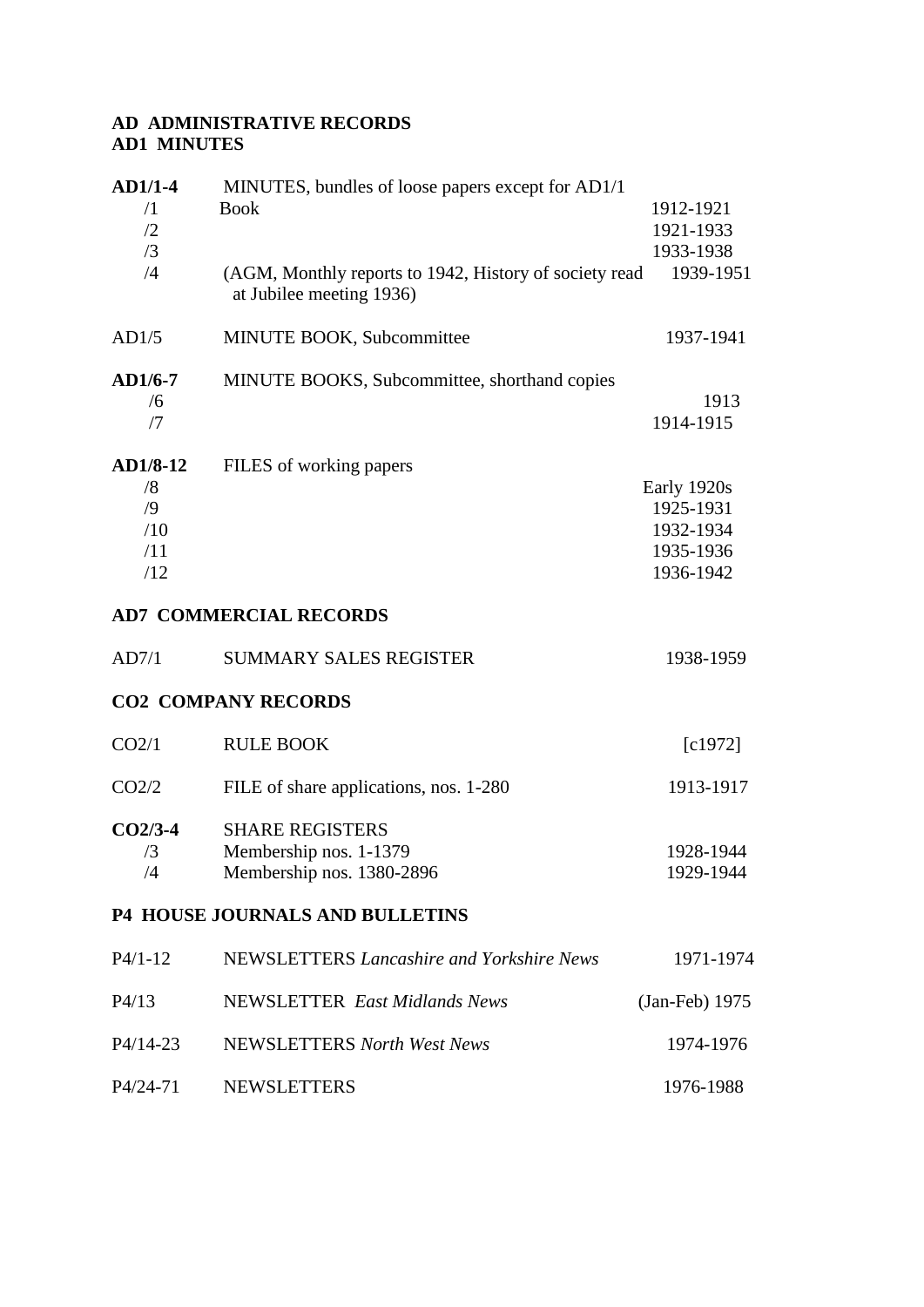**AD ADMINISTRATIVE RECORDS**
**AD1 MINUTES**

| | | |
|---|---|---|
| **AD1/1-4** | MINUTES, bundles of loose papers except for AD1/1 | |
| /1 | Book | 1912-1921 |
| /2 | | 1921-1933 |
| /3 | | 1933-1938 |
| /4 | (AGM, Monthly reports to 1942, History of society read at Jubilee meeting 1936) | 1939-1951 |
| AD1/5 | MINUTE BOOK, Subcommittee | 1937-1941 |
| **AD1/6-7** | MINUTE BOOKS, Subcommittee, shorthand copies | |
| /6 | | 1913 |
| /7 | | 1914-1915 |
| **AD1/8-12** | FILES of working papers | |
| /8 | | Early 1920s |
| /9 | | 1925-1931 |
| /10 | | 1932-1934 |
| /11 | | 1935-1936 |
| /12 | | 1936-1942 |

**AD7 COMMERCIAL RECORDS**

| | | |
|---|---|---|
| AD7/1 | SUMMARY SALES REGISTER | 1938-1959 |

**CO2 COMPANY RECORDS**

| | | |
|---|---|---|
| CO2/1 | RULE BOOK | [c1972] |
| CO2/2 | FILE of share applications, nos. 1-280 | 1913-1917 |
| **CO2/3-4** | SHARE REGISTERS | |
| /3 | Membership nos. 1-1379 | 1928-1944 |
| /4 | Membership nos. 1380-2896 | 1929-1944 |

**P4 HOUSE JOURNALS AND BULLETINS**

| | | |
|---|---|---|
| P4/1-12 | NEWSLETTERS *Lancashire and Yorkshire News* | 1971-1974 |
| P4/13 | NEWSLETTER *East Midlands News* | (Jan-Feb) 1975 |
| P4/14-23 | NEWSLETTERS *North West News* | 1974-1976 |
| P4/24-71 | NEWSLETTERS | 1976-1988 |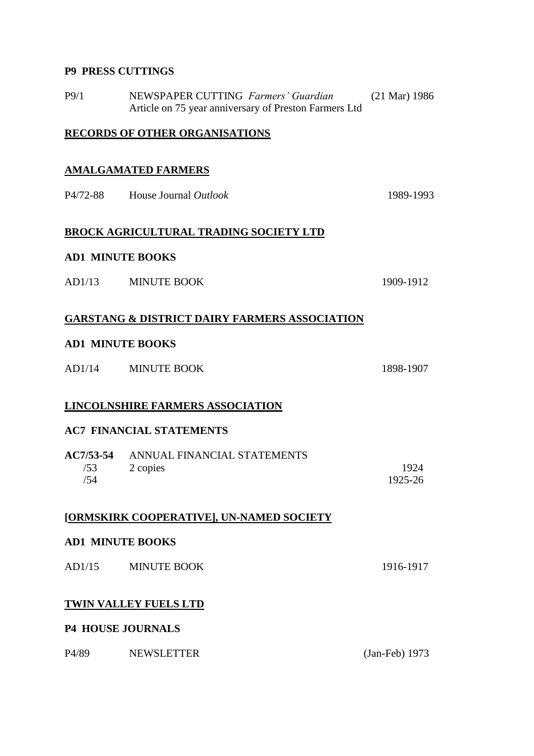**P9 PRESS CUTTINGS**

| | | |
|---|---|---|
| P9/1 | NEWSPAPER CUTTING *Farmers' Guardian* Article on 75 year anniversary of Preston Farmers Ltd | (21 Mar) 1986 |

## RECORDS OF OTHER ORGANISATIONS

### AMALGAMATED FARMERS

| | | |
|---|---|---|
| P4/72-88 | House Journal *Outlook* | 1989-1993 |

### BROCK AGRICULTURAL TRADING SOCIETY LTD

**AD1 MINUTE BOOKS**

| | | |
|---|---|---|
| AD1/13 | MINUTE BOOK | 1909-1912 |

### GARSTANG & DISTRICT DAIRY FARMERS ASSOCIATION

**AD1 MINUTE BOOKS**

| | | |
|---|---|---|
| AD1/14 | MINUTE BOOK | 1898-1907 |

### LINCOLNSHIRE FARMERS ASSOCIATION

**AC7 FINANCIAL STATEMENTS**

| | | |
|---|---|---|
| **AC7/53-54** | ANNUAL FINANCIAL STATEMENTS | |
| /53 | 2 copies | 1924 |
| /54 | | 1925-26 |

### [ORMSKIRK COOPERATIVE], UN-NAMED SOCIETY

**AD1 MINUTE BOOKS**

| | | |
|---|---|---|
| AD1/15 | MINUTE BOOK | 1916-1917 |

### TWIN VALLEY FUELS LTD

**P4 HOUSE JOURNALS**

| | | |
|---|---|---|
| P4/89 | NEWSLETTER | (Jan-Feb) 1973 |